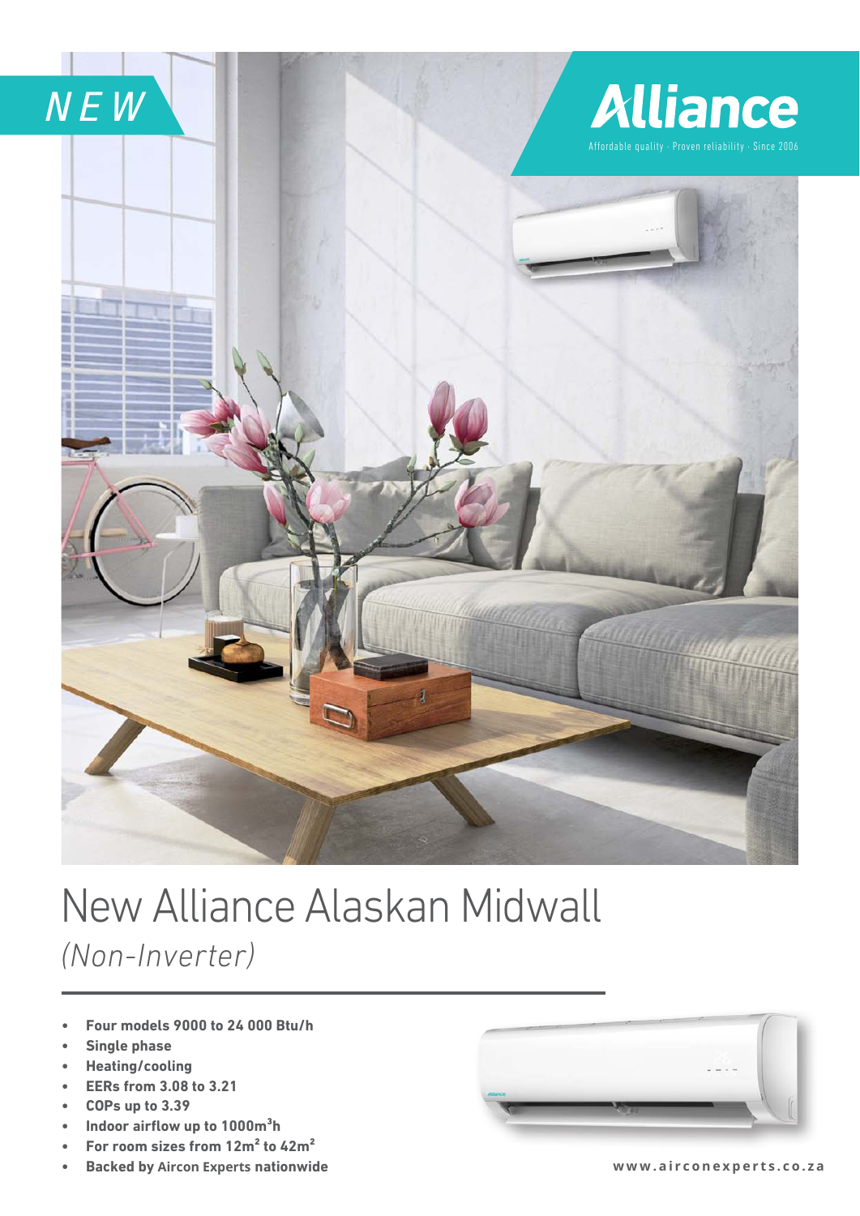NEW

**Alliance**

Affordable quality · Proven reliability · Since 2006

# New Alliance Alaskan Midwall

*(Non-Inverter)*

- **Four models 9000 to 24 000 Btu/h**
- **Single phase**
- **Heating/cooling**
- **EERs from 3.08 to 3.21**
- **COPs up to 3.39**
- **Indoor airflow up to 1000m$^3$h**
- **For room sizes from 12m$^2$ to 42m$^2$**
- **Backed by Aircon Experts nationwide**

**www.airconexperts.co.za**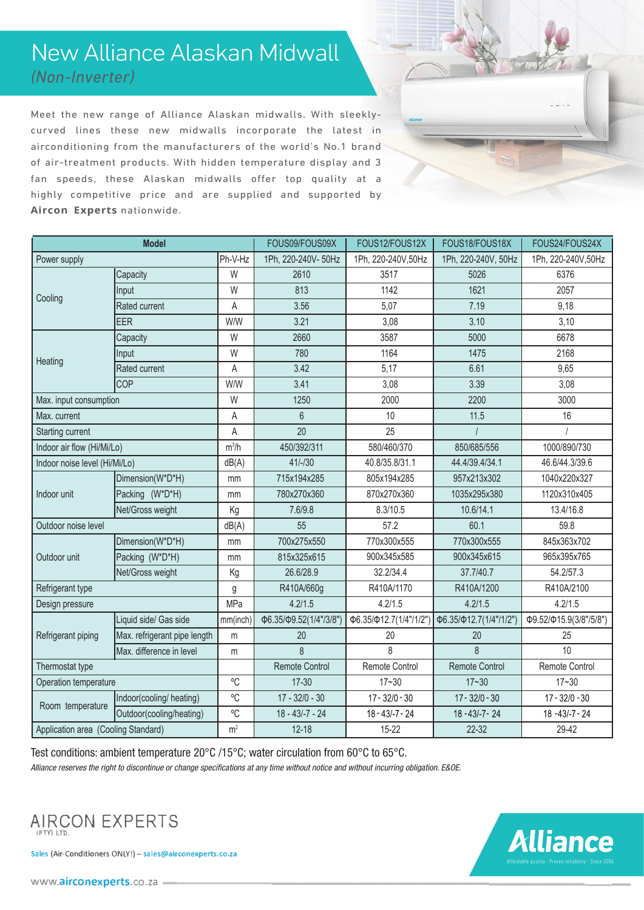# New Alliance Alaskan Midwall

*(Non-Inverter)*

Meet the new range of Alliance Alaskan midwalls. With sleekly-curved lines these new midwalls incorporate the latest in airconditioning from the manufacturers of the world's No.1 brand of air-treatment products. With hidden temperature display and 3 fan speeds, these Alaskan midwalls offer top quality at a highly competitive price and are supplied and supported by **Aircon Experts** nationwide.

| Model | | | FOUS09/FOUS09X | FOUS12/FOUS12X | FOUS18/FOUS18X | FOUS24/FOUS24X |
|---|---|---|---|---|---|---|
| Power supply | | Ph-V-Hz | 1Ph, 220-240V- 50Hz | 1Ph, 220-240V,50Hz | 1Ph, 220-240V, 50Hz | 1Ph, 220-240V,50Hz |
| Cooling | Capacity | W | 2610 | 3517 | 5026 | 6376 |
| | Input | W | 813 | 1142 | 1621 | 2057 |
| | Rated current | A | 3.56 | 5,07 | 7.19 | 9,18 |
| | EER | W/W | 3.21 | 3,08 | 3.10 | 3,10 |
| Heating | Capacity | W | 2660 | 3587 | 5000 | 6678 |
| | Input | W | 780 | 1164 | 1475 | 2168 |
| | Rated current | A | 3.42 | 5,17 | 6.61 | 9,65 |
| | COP | W/W | 3.41 | 3,08 | 3.39 | 3,08 |
| Max. input consumption | | W | 1250 | 2000 | 2200 | 3000 |
| Max. current | | A | 6 | 10 | 11.5 | 16 |
| Starting current | | A | 20 | 25 | / | / |
| Indoor air flow (Hi/Mi/Lo) | | $m^3/h$ | 450/392/311 | 580/460/370 | 850/685/556 | 1000/890/730 |
| Indoor noise level (Hi/Mi/Lo) | | dB(A) | 41/-/30 | 40.8/35.8/31.1 | 44.4/39.4/34.1 | 46.6/44.3/39.6 |
| Indoor unit | Dimension(W*D*H) | mm | 715x194x285 | 805x194x285 | 957x213x302 | 1040x220x327 |
| | Packing (W*D*H) | mm | 780x270x360 | 870x270x360 | 1035x295x380 | 1120x310x405 |
| | Net/Gross weight | Kg | 7.6/9.8 | 8.3/10.5 | 10.6/14.1 | 13.4/16.8 |
| Outdoor noise level | | dB(A) | 55 | 57.2 | 60.1 | 59.8 |
| Outdoor unit | Dimension(W*D*H) | mm | 700x275x550 | 770x300x555 | 770x300x555 | 845x363x702 |
| | Packing (W*D*H) | mm | 815x325x615 | 900x345x585 | 900x345x615 | 965x395x765 |
| | Net/Gross weight | Kg | 26.6/28.9 | 32.2/34.4 | 37.7/40.7 | 54.2/57.3 |
| Refrigerant type | | g | R410A/660g | R410A/1170 | R410A/1200 | R410A/2100 |
| Design pressure | | MPa | 4.2/1.5 | 4.2/1.5 | 4.2/1.5 | 4.2/1.5 |
| Refrigerant piping | Liquid side/ Gas side | mm(inch) | Φ6.35/Φ9.52(1/4"/3/8") | Φ6.35/Φ12.7(1/4"/1/2") | Φ6.35/Φ12.7(1/4"/1/2") | Φ9.52/Φ15.9(3/8"/5/8") |
| | Max. refrigerant pipe length | m | 20 | 20 | 20 | 25 |
| | Max. difference in level | m | 8 | 8 | 8 | 10 |
| Thermostat type | | | Remote Control | Remote Control | Remote Control | Remote Control |
| Operation temperature | | ºC | 17-30 | 17~30 | 17~30 | 17~30 |
| Room temperature | Indoor(cooling/ heating) | ºC | 17 - 32/0 - 30 | 17 - 32/0 - 30 | 17 - 32/0 - 30 | 17 - 32/0 - 30 |
| | Outdoor(cooling/heating) | ºC | 18 - 43/-7 - 24 | 18 - 43/-7 - 24 | 18 -43/-7- 24 | 18 -43/-7 - 24 |
| Application area (Cooling Standard) | | $m^2$ | 12-18 | 15-22 | 22-32 | 29-42 |

Test conditions: ambient temperature 20°C /15°C; water circulation from 60°C to 65°C.

*Alliance reserves the right to discontinue or change specifications at any time without notice and without incurring obligation. E&OE.*

AIRCON EXPERTS (PTY) LTD.

Sales (Air-Conditioners ONLY!) – sales@airconexperts.co.za

Alliance

Affordable quality · Proven reliability · Since 2006

www.airconexperts.co.za